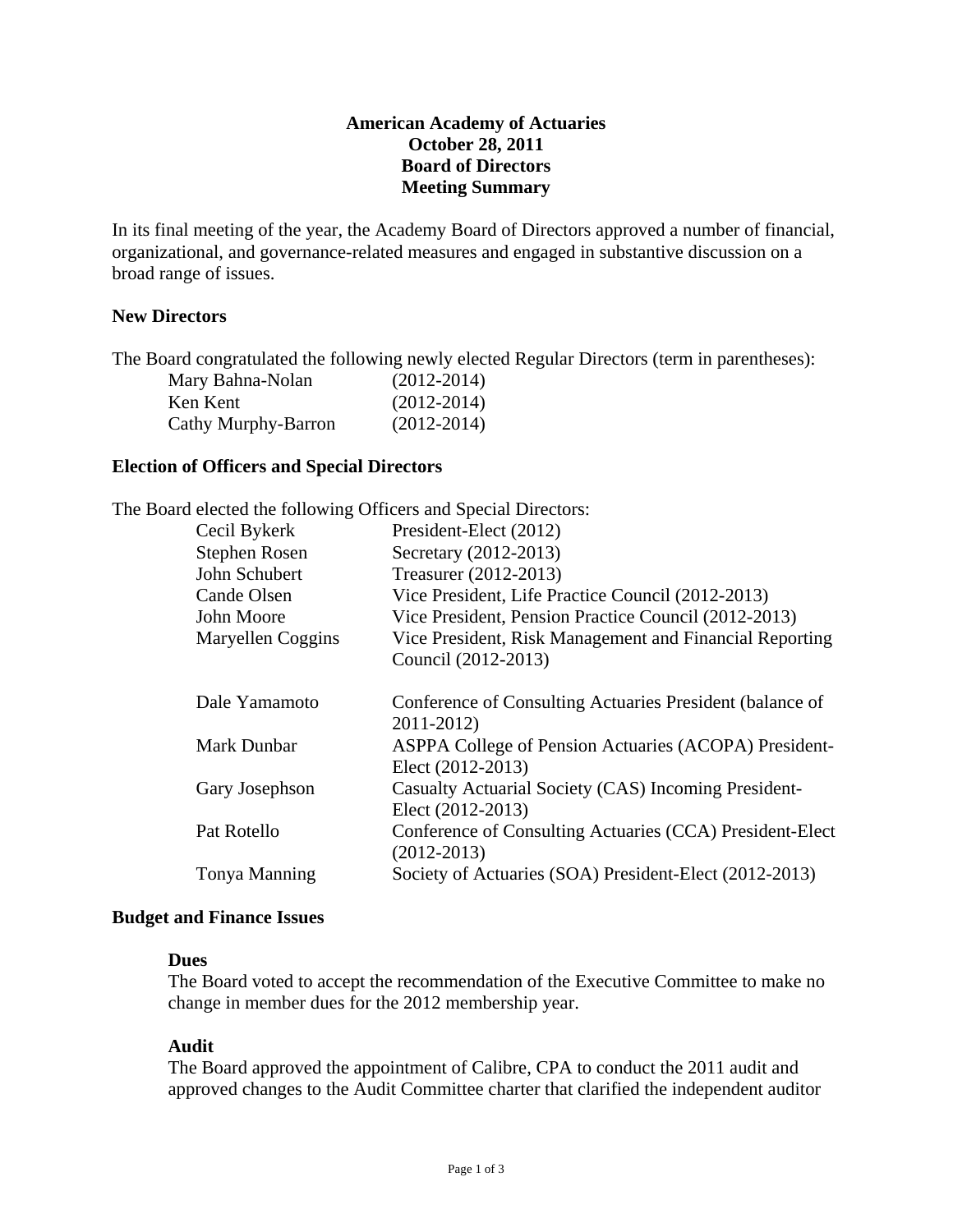# American Academy of Actuaries
## October 28, 2011
## Board of Directors
## Meeting Summary

In its final meeting of the year, the Academy Board of Directors approved a number of financial, organizational, and governance-related measures and engaged in substantive discussion on a broad range of issues.

### New Directors

The Board congratulated the following newly elected Regular Directors (term in parentheses):

| | |
|---|---|
| Mary Bahna-Nolan | (2012-2014) |
| Ken Kent | (2012-2014) |
| Cathy Murphy-Barron | (2012-2014) |

### Election of Officers and Special Directors

The Board elected the following Officers and Special Directors:

| | |
|---|---|
| Cecil Bykerk | President-Elect (2012) |
| Stephen Rosen | Secretary (2012-2013) |
| John Schubert | Treasurer (2012-2013) |
| Cande Olsen | Vice President, Life Practice Council (2012-2013) |
| John Moore | Vice President, Pension Practice Council (2012-2013) |
| Maryellen Coggins | Vice President, Risk Management and Financial Reporting Council (2012-2013) |
| Dale Yamamoto | Conference of Consulting Actuaries President (balance of 2011-2012) |
| Mark Dunbar | ASPPA College of Pension Actuaries (ACOPA) President-Elect (2012-2013) |
| Gary Josephson | Casualty Actuarial Society (CAS) Incoming President-Elect (2012-2013) |
| Pat Rotello | Conference of Consulting Actuaries (CCA) President-Elect (2012-2013) |
| Tonya Manning | Society of Actuaries (SOA) President-Elect (2012-2013) |

### Budget and Finance Issues

**Dues**

The Board voted to accept the recommendation of the Executive Committee to make no change in member dues for the 2012 membership year.

**Audit**

The Board approved the appointment of Calibre, CPA to conduct the 2011 audit and approved changes to the Audit Committee charter that clarified the independent auditor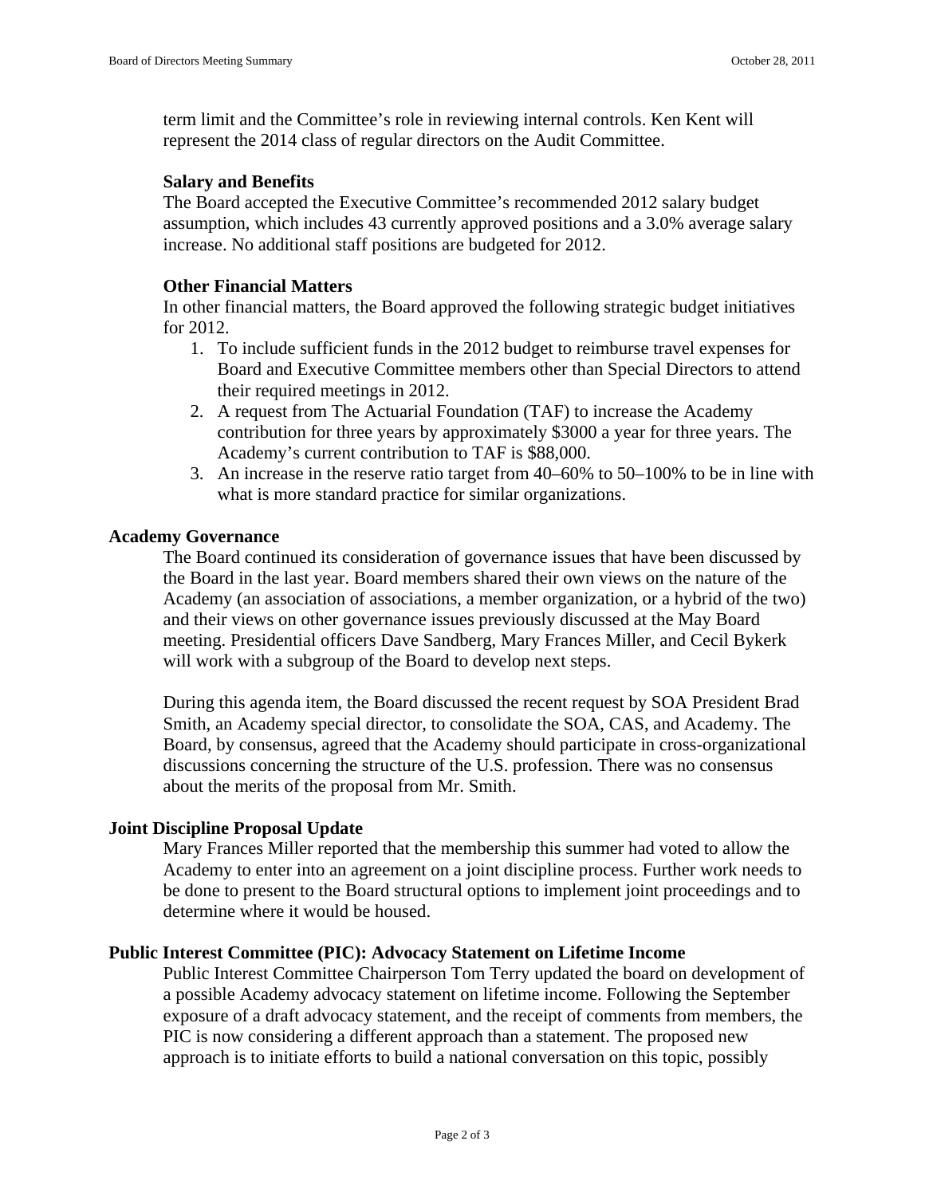term limit and the Committee's role in reviewing internal controls. Ken Kent will represent the 2014 class of regular directors on the Audit Committee.

### Salary and Benefits

The Board accepted the Executive Committee's recommended 2012 salary budget assumption, which includes 43 currently approved positions and a 3.0% average salary increase. No additional staff positions are budgeted for 2012.

### Other Financial Matters

In other financial matters, the Board approved the following strategic budget initiatives for 2012.

1. To include sufficient funds in the 2012 budget to reimburse travel expenses for Board and Executive Committee members other than Special Directors to attend their required meetings in 2012.
2. A request from The Actuarial Foundation (TAF) to increase the Academy contribution for three years by approximately $3000 a year for three years. The Academy's current contribution to TAF is $88,000.
3. An increase in the reserve ratio target from 40–60% to 50–100% to be in line with what is more standard practice for similar organizations.

## Academy Governance

The Board continued its consideration of governance issues that have been discussed by the Board in the last year. Board members shared their own views on the nature of the Academy (an association of associations, a member organization, or a hybrid of the two) and their views on other governance issues previously discussed at the May Board meeting. Presidential officers Dave Sandberg, Mary Frances Miller, and Cecil Bykerk will work with a subgroup of the Board to develop next steps.

During this agenda item, the Board discussed the recent request by SOA President Brad Smith, an Academy special director, to consolidate the SOA, CAS, and Academy. The Board, by consensus, agreed that the Academy should participate in cross-organizational discussions concerning the structure of the U.S. profession. There was no consensus about the merits of the proposal from Mr. Smith.

## Joint Discipline Proposal Update

Mary Frances Miller reported that the membership this summer had voted to allow the Academy to enter into an agreement on a joint discipline process. Further work needs to be done to present to the Board structural options to implement joint proceedings and to determine where it would be housed.

## Public Interest Committee (PIC): Advocacy Statement on Lifetime Income

Public Interest Committee Chairperson Tom Terry updated the board on development of a possible Academy advocacy statement on lifetime income. Following the September exposure of a draft advocacy statement, and the receipt of comments from members, the PIC is now considering a different approach than a statement. The proposed new approach is to initiate efforts to build a national conversation on this topic, possibly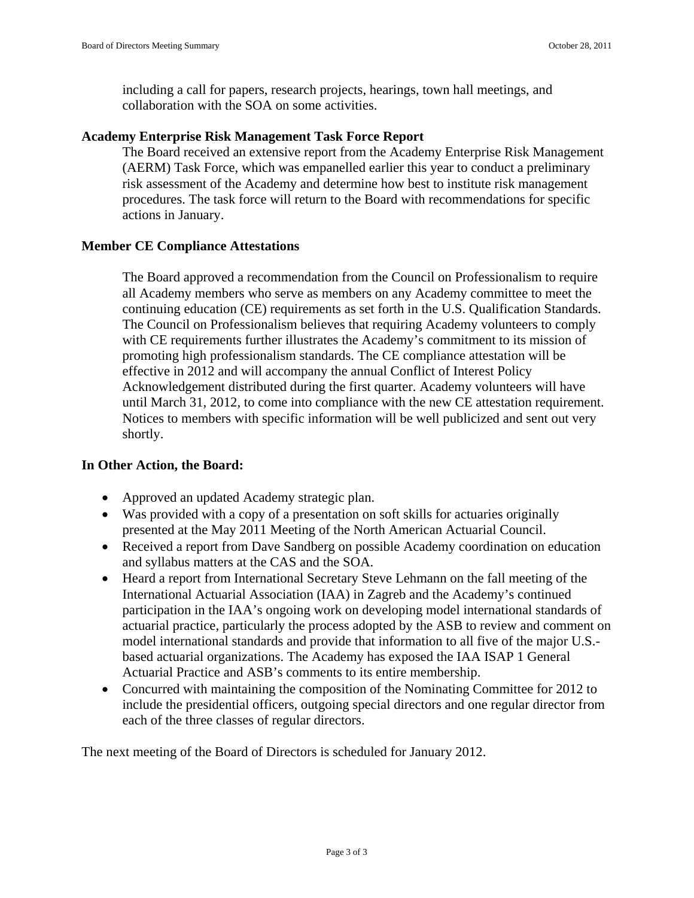including a call for papers, research projects, hearings, town hall meetings, and collaboration with the SOA on some activities.

**Academy Enterprise Risk Management Task Force Report**

The Board received an extensive report from the Academy Enterprise Risk Management (AERM) Task Force, which was empanelled earlier this year to conduct a preliminary risk assessment of the Academy and determine how best to institute risk management procedures. The task force will return to the Board with recommendations for specific actions in January.

**Member CE Compliance Attestations**

The Board approved a recommendation from the Council on Professionalism to require all Academy members who serve as members on any Academy committee to meet the continuing education (CE) requirements as set forth in the U.S. Qualification Standards. The Council on Professionalism believes that requiring Academy volunteers to comply with CE requirements further illustrates the Academy's commitment to its mission of promoting high professionalism standards. The CE compliance attestation will be effective in 2012 and will accompany the annual Conflict of Interest Policy Acknowledgement distributed during the first quarter. Academy volunteers will have until March 31, 2012, to come into compliance with the new CE attestation requirement. Notices to members with specific information will be well publicized and sent out very shortly.

**In Other Action, the Board:**

- Approved an updated Academy strategic plan.
- Was provided with a copy of a presentation on soft skills for actuaries originally presented at the May 2011 Meeting of the North American Actuarial Council.
- Received a report from Dave Sandberg on possible Academy coordination on education and syllabus matters at the CAS and the SOA.
- Heard a report from International Secretary Steve Lehmann on the fall meeting of the International Actuarial Association (IAA) in Zagreb and the Academy's continued participation in the IAA's ongoing work on developing model international standards of actuarial practice, particularly the process adopted by the ASB to review and comment on model international standards and provide that information to all five of the major U.S.-based actuarial organizations. The Academy has exposed the IAA ISAP 1 General Actuarial Practice and ASB's comments to its entire membership.
- Concurred with maintaining the composition of the Nominating Committee for 2012 to include the presidential officers, outgoing special directors and one regular director from each of the three classes of regular directors.

The next meeting of the Board of Directors is scheduled for January 2012.